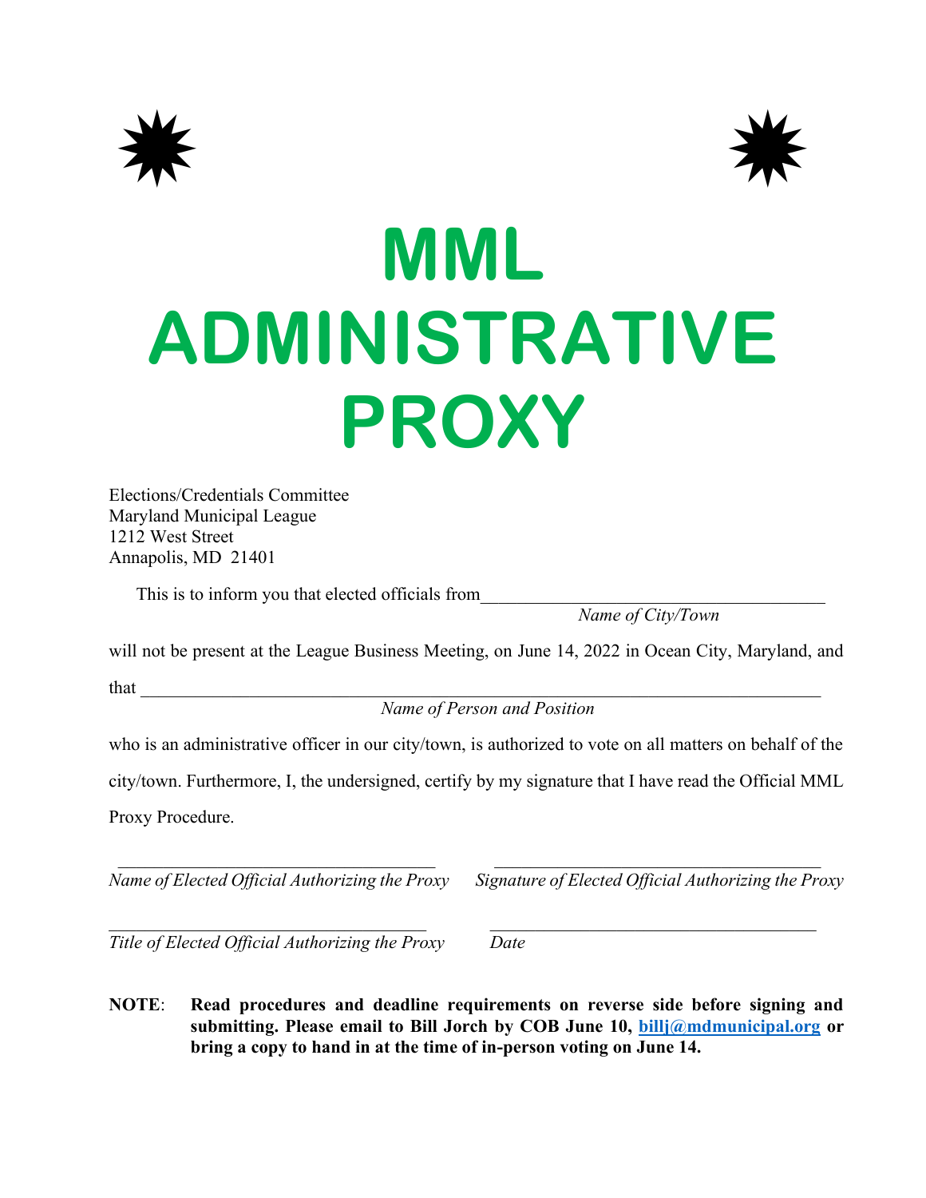# MML ADMINISTRATIVE PROXY

Elections/Credentials Committee
Maryland Municipal League
1212 West Street
Annapolis, MD 21401

This is to inform you that elected officials from______________________________________
*Name of City/Town*

will not be present at the League Business Meeting, on June 14, 2022 in Ocean City, Maryland, and

that ____________________________________________________________________________
*Name of Person and Position*

who is an administrative officer in our city/town, is authorized to vote on all matters on behalf of the city/town. Furthermore, I, the undersigned, certify by my signature that I have read the Official MML Proxy Procedure.

____________________________________ ____________________________________
*Name of Elected Official Authorizing the Proxy* *Signature of Elected Official Authorizing the Proxy*

____________________________________ ____________________________________
*Title of Elected Official Authorizing the Proxy* *Date*

**NOTE**: **Read procedures and deadline requirements on reverse side before signing and submitting. Please email to Bill Jorch by COB June 10, billj@mdmunicipal.org or bring a copy to hand in at the time of in-person voting on June 14.**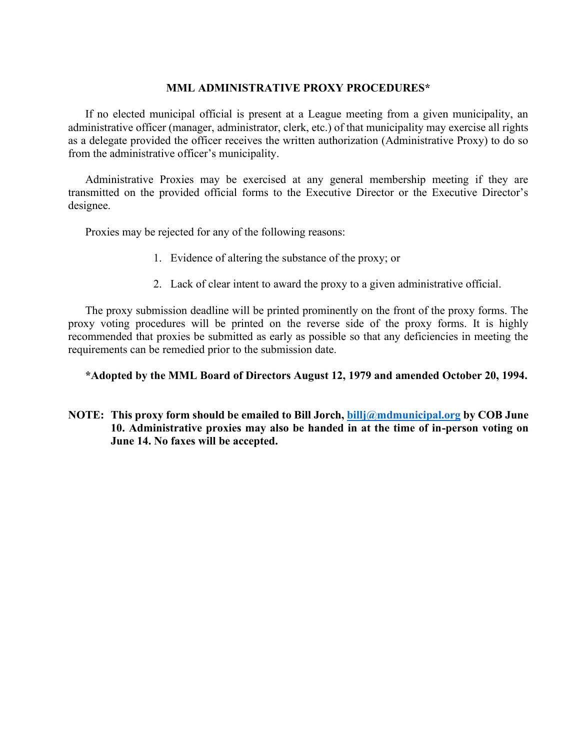## MML ADMINISTRATIVE PROXY PROCEDURES*

If no elected municipal official is present at a League meeting from a given municipality, an administrative officer (manager, administrator, clerk, etc.) of that municipality may exercise all rights as a delegate provided the officer receives the written authorization (Administrative Proxy) to do so from the administrative officer's municipality.

Administrative Proxies may be exercised at any general membership meeting if they are transmitted on the provided official forms to the Executive Director or the Executive Director's designee.

Proxies may be rejected for any of the following reasons:

1. Evidence of altering the substance of the proxy; or

2. Lack of clear intent to award the proxy to a given administrative official.

The proxy submission deadline will be printed prominently on the front of the proxy forms. The proxy voting procedures will be printed on the reverse side of the proxy forms. It is highly recommended that proxies be submitted as early as possible so that any deficiencies in meeting the requirements can be remedied prior to the submission date.

**\*Adopted by the MML Board of Directors August 12, 1979 and amended October 20, 1994.**

**NOTE: This proxy form should be emailed to Bill Jorch, [billj@mdmunicipal.org](mailto:billj@mdmunicipal.org) by COB June 10. Administrative proxies may also be handed in at the time of in-person voting on June 14. No faxes will be accepted.**